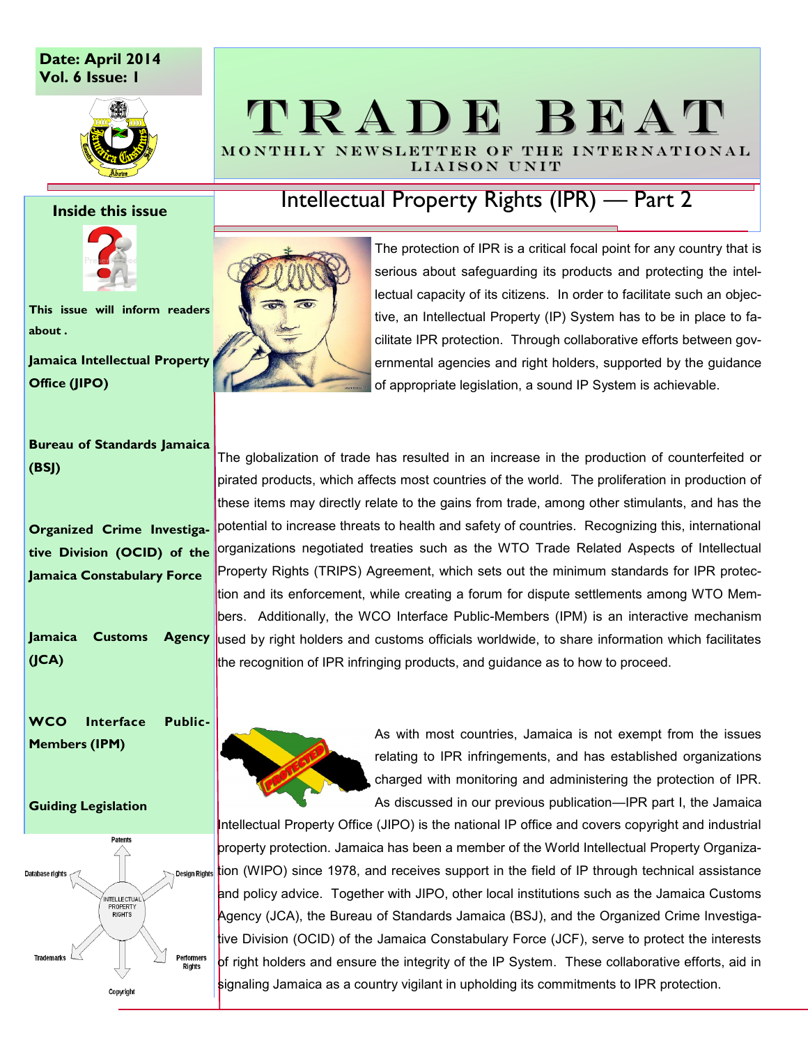Date: April 2014
Vol. 6 Issue: 1

# TRADE BEAT

MONTHLY NEWSLETTER OF THE INTERNATIONAL LIAISON UNIT

## Inside this issue

This issue will inform readers about .

**Jamaica Intellectual Property Office (JIPO)**

**Bureau of Standards Jamaica (BSJ)**

**Organized Crime Investigative Division (OCID) of the Jamaica Constabulary Force**

**Jamaica Customs Agency (JCA)**

**WCO Interface Public-Members (IPM)**

**Guiding Legislation**

Patents, Design Rights, Performers Rights, Copyright, Trademarks, Database rights — INTELLECTUAL PROPERTY RIGHTS

## Intellectual Property Rights (IPR) — Part 2

The protection of IPR is a critical focal point for any country that is serious about safeguarding its products and protecting the intellectual capacity of its citizens. In order to facilitate such an objective, an Intellectual Property (IP) System has to be in place to facilitate IPR protection. Through collaborative efforts between governmental agencies and right holders, supported by the guidance of appropriate legislation, a sound IP System is achievable.

The globalization of trade has resulted in an increase in the production of counterfeited or pirated products, which affects most countries of the world. The proliferation in production of these items may directly relate to the gains from trade, among other stimulants, and has the potential to increase threats to health and safety of countries. Recognizing this, international organizations negotiated treaties such as the WTO Trade Related Aspects of Intellectual Property Rights (TRIPS) Agreement, which sets out the minimum standards for IPR protection and its enforcement, while creating a forum for dispute settlements among WTO Members. Additionally, the WCO Interface Public-Members (IPM) is an interactive mechanism used by right holders and customs officials worldwide, to share information which facilitates the recognition of IPR infringing products, and guidance as to how to proceed.

As with most countries, Jamaica is not exempt from the issues relating to IPR infringements, and has established organizations charged with monitoring and administering the protection of IPR. As discussed in our previous publication—IPR part I, the Jamaica Intellectual Property Office (JIPO) is the national IP office and covers copyright and industrial property protection. Jamaica has been a member of the World Intellectual Property Organization (WIPO) since 1978, and receives support in the field of IP through technical assistance and policy advice. Together with JIPO, other local institutions such as the Jamaica Customs Agency (JCA), the Bureau of Standards Jamaica (BSJ), and the Organized Crime Investigative Division (OCID) of the Jamaica Constabulary Force (JCF), serve to protect the interests of right holders and ensure the integrity of the IP System. These collaborative efforts, aid in signaling Jamaica as a country vigilant in upholding its commitments to IPR protection.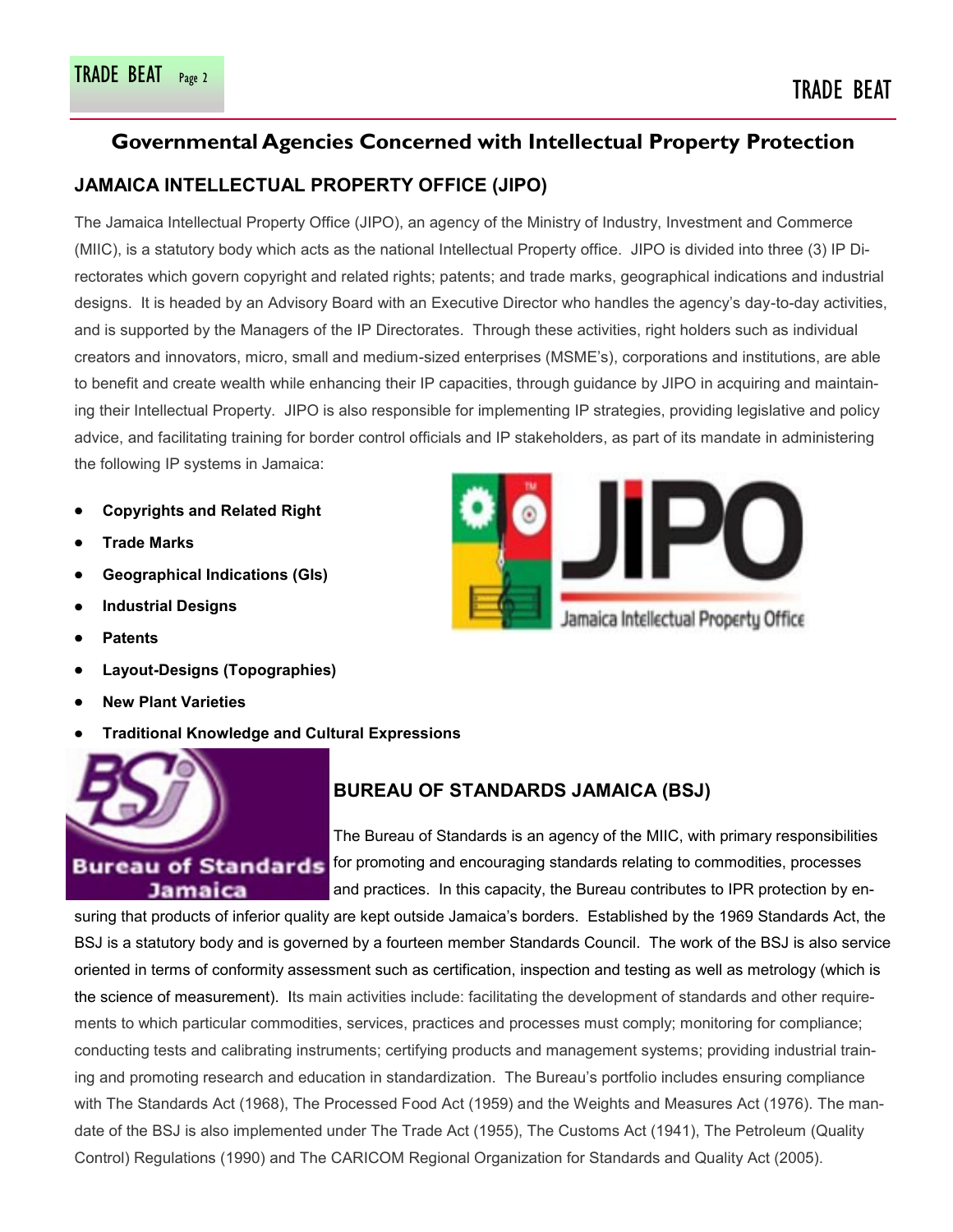## Governmental Agencies Concerned with Intellectual Property Protection

### JAMAICA INTELLECTUAL PROPERTY OFFICE (JIPO)

The Jamaica Intellectual Property Office (JIPO), an agency of the Ministry of Industry, Investment and Commerce (MIIC), is a statutory body which acts as the national Intellectual Property office. JIPO is divided into three (3) IP Directorates which govern copyright and related rights; patents; and trade marks, geographical indications and industrial designs. It is headed by an Advisory Board with an Executive Director who handles the agency's day-to-day activities, and is supported by the Managers of the IP Directorates. Through these activities, right holders such as individual creators and innovators, micro, small and medium-sized enterprises (MSME's), corporations and institutions, are able to benefit and create wealth while enhancing their IP capacities, through guidance by JIPO in acquiring and maintaining their Intellectual Property. JIPO is also responsible for implementing IP strategies, providing legislative and policy advice, and facilitating training for border control officials and IP stakeholders, as part of its mandate in administering the following IP systems in Jamaica:

- **Copyrights and Related Right**
- **Trade Marks**
- **Geographical Indications (GIs)**
- **Industrial Designs**
- **Patents**
- **Layout-Designs (Topographies)**
- **New Plant Varieties**
- **Traditional Knowledge and Cultural Expressions**

### BUREAU OF STANDARDS JAMAICA (BSJ)

The Bureau of Standards is an agency of the MIIC, with primary responsibilities for promoting and encouraging standards relating to commodities, processes and practices. In this capacity, the Bureau contributes to IPR protection by ensuring that products of inferior quality are kept outside Jamaica's borders. Established by the 1969 Standards Act, the BSJ is a statutory body and is governed by a fourteen member Standards Council. The work of the BSJ is also service oriented in terms of conformity assessment such as certification, inspection and testing as well as metrology (which is the science of measurement). Its main activities include: facilitating the development of standards and other requirements to which particular commodities, services, practices and processes must comply; monitoring for compliance; conducting tests and calibrating instruments; certifying products and management systems; providing industrial training and promoting research and education in standardization. The Bureau's portfolio includes ensuring compliance with The Standards Act (1968), The Processed Food Act (1959) and the Weights and Measures Act (1976). The mandate of the BSJ is also implemented under The Trade Act (1955), The Customs Act (1941), The Petroleum (Quality Control) Regulations (1990) and The CARICOM Regional Organization for Standards and Quality Act (2005).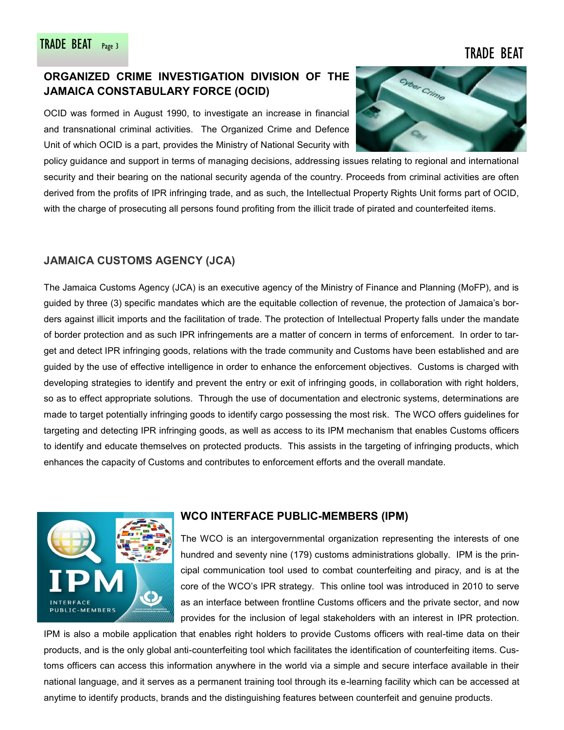## ORGANIZED CRIME INVESTIGATION DIVISION OF THE JAMAICA CONSTABULARY FORCE (OCID)

OCID was formed in August 1990, to investigate an increase in financial and transnational criminal activities. The Organized Crime and Defence Unit of which OCID is a part, provides the Ministry of National Security with policy guidance and support in terms of managing decisions, addressing issues relating to regional and international security and their bearing on the national security agenda of the country. Proceeds from criminal activities are often derived from the profits of IPR infringing trade, and as such, the Intellectual Property Rights Unit forms part of OCID, with the charge of prosecuting all persons found profiting from the illicit trade of pirated and counterfeited items.

## JAMAICA CUSTOMS AGENCY (JCA)

The Jamaica Customs Agency (JCA) is an executive agency of the Ministry of Finance and Planning (MoFP), and is guided by three (3) specific mandates which are the equitable collection of revenue, the protection of Jamaica's borders against illicit imports and the facilitation of trade. The protection of Intellectual Property falls under the mandate of border protection and as such IPR infringements are a matter of concern in terms of enforcement. In order to target and detect IPR infringing goods, relations with the trade community and Customs have been established and are guided by the use of effective intelligence in order to enhance the enforcement objectives. Customs is charged with developing strategies to identify and prevent the entry or exit of infringing goods, in collaboration with right holders, so as to effect appropriate solutions. Through the use of documentation and electronic systems, determinations are made to target potentially infringing goods to identify cargo possessing the most risk. The WCO offers guidelines for targeting and detecting IPR infringing goods, as well as access to its IPM mechanism that enables Customs officers to identify and educate themselves on protected products. This assists in the targeting of infringing products, which enhances the capacity of Customs and contributes to enforcement efforts and the overall mandate.

## WCO INTERFACE PUBLIC-MEMBERS (IPM)

The WCO is an intergovernmental organization representing the interests of one hundred and seventy nine (179) customs administrations globally. IPM is the principal communication tool used to combat counterfeiting and piracy, and is at the core of the WCO's IPR strategy. This online tool was introduced in 2010 to serve as an interface between frontline Customs officers and the private sector, and now provides for the inclusion of legal stakeholders with an interest in IPR protection. IPM is also a mobile application that enables right holders to provide Customs officers with real-time data on their products, and is the only global anti-counterfeiting tool which facilitates the identification of counterfeiting items. Customs officers can access this information anywhere in the world via a simple and secure interface available in their national language, and it serves as a permanent training tool through its e-learning facility which can be accessed at anytime to identify products, brands and the distinguishing features between counterfeit and genuine products.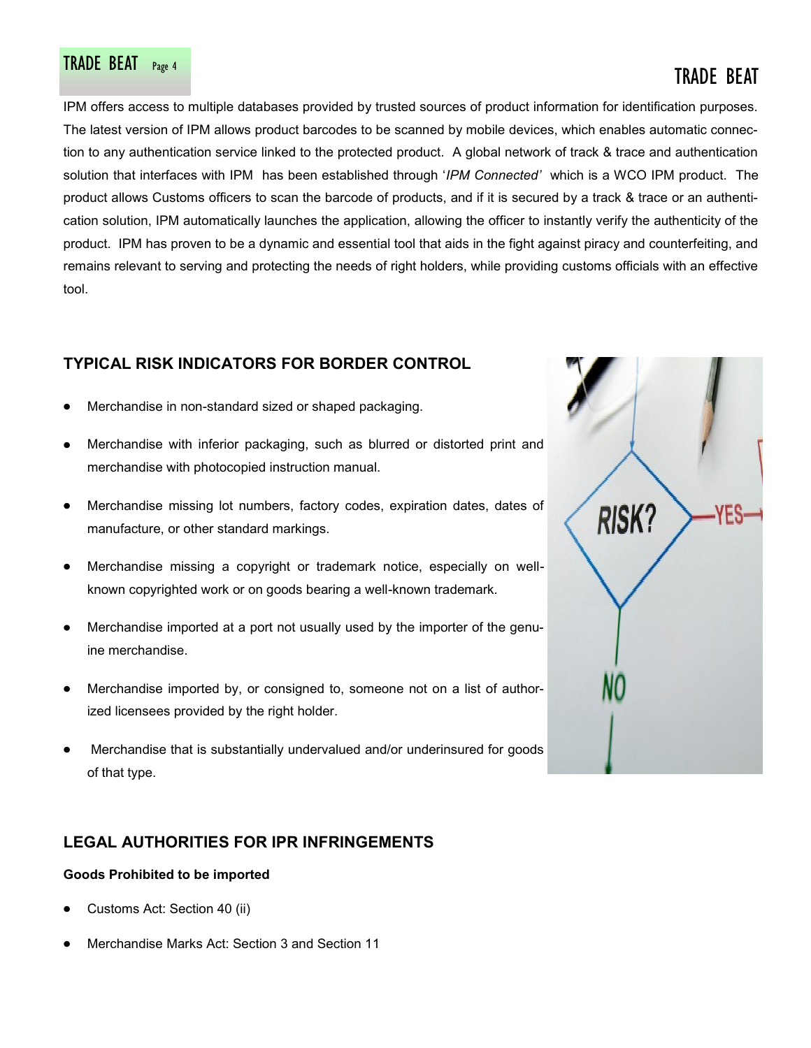IPM offers access to multiple databases provided by trusted sources of product information for identification purposes. The latest version of IPM allows product barcodes to be scanned by mobile devices, which enables automatic connection to any authentication service linked to the protected product. A global network of track & trace and authentication solution that interfaces with IPM has been established through '*IPM Connected'* which is a WCO IPM product. The product allows Customs officers to scan the barcode of products, and if it is secured by a track & trace or an authentication solution, IPM automatically launches the application, allowing the officer to instantly verify the authenticity of the product. IPM has proven to be a dynamic and essential tool that aids in the fight against piracy and counterfeiting, and remains relevant to serving and protecting the needs of right holders, while providing customs officials with an effective tool.

## TYPICAL RISK INDICATORS FOR BORDER CONTROL

- Merchandise in non-standard sized or shaped packaging.
- Merchandise with inferior packaging, such as blurred or distorted print and merchandise with photocopied instruction manual.
- Merchandise missing lot numbers, factory codes, expiration dates, dates of manufacture, or other standard markings.
- Merchandise missing a copyright or trademark notice, especially on well-known copyrighted work or on goods bearing a well-known trademark.
- Merchandise imported at a port not usually used by the importer of the genuine merchandise.
- Merchandise imported by, or consigned to, someone not on a list of authorized licensees provided by the right holder.
- Merchandise that is substantially undervalued and/or underinsured for goods of that type.

## LEGAL AUTHORITIES FOR IPR INFRINGEMENTS

**Goods Prohibited to be imported**

- Customs Act: Section 40 (ii)
- Merchandise Marks Act: Section 3 and Section 11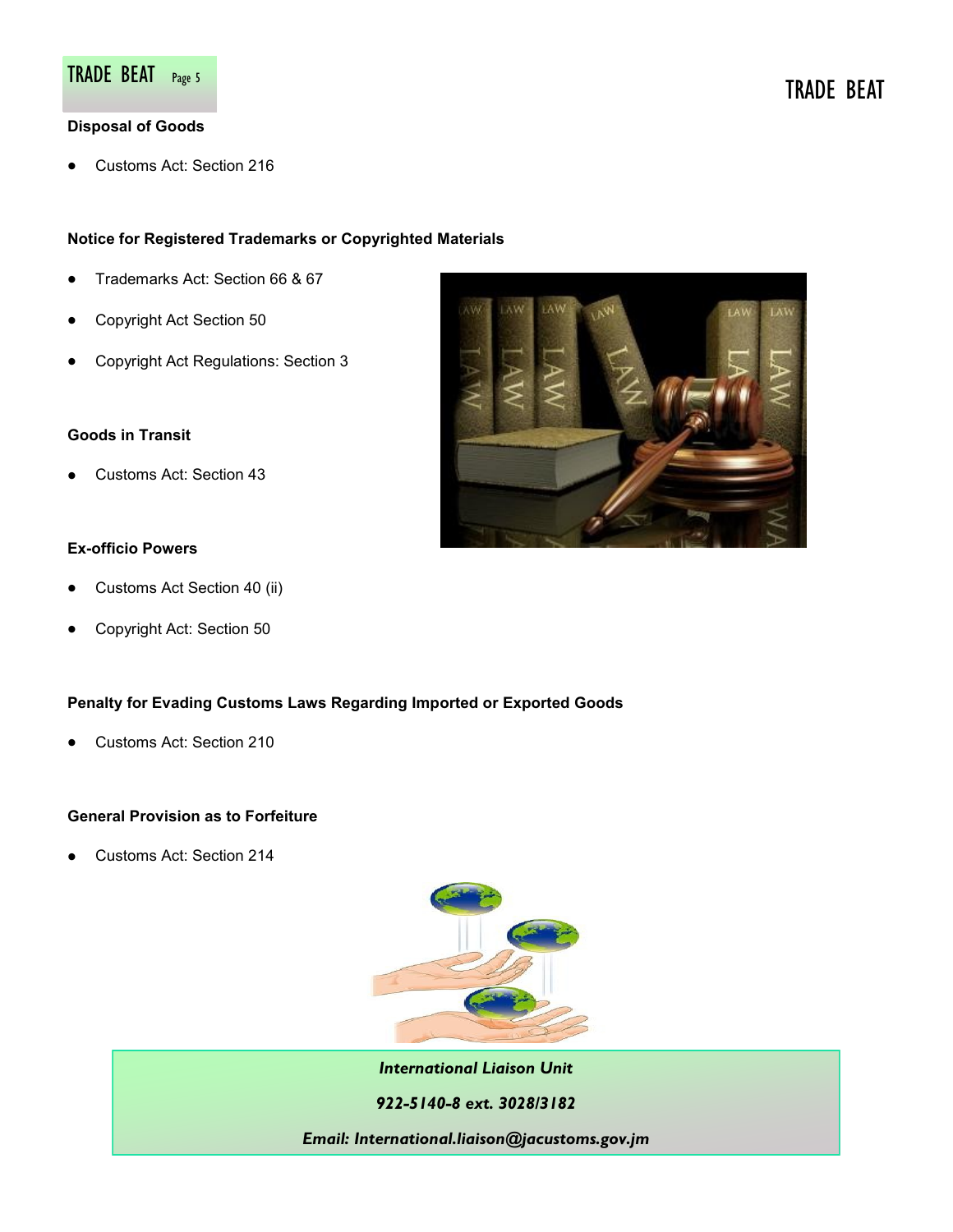**Disposal of Goods**

- Customs Act: Section 216

**Notice for Registered Trademarks or Copyrighted Materials**

- Trademarks Act: Section 66 & 67
- Copyright Act Section 50
- Copyright Act Regulations: Section 3

**Goods in Transit**

- Customs Act: Section 43

**Ex-officio Powers**

- Customs Act Section 40 (ii)
- Copyright Act: Section 50

**Penalty for Evading Customs Laws Regarding Imported or Exported Goods**

- Customs Act: Section 210

**General Provision as to Forfeiture**

- Customs Act: Section 214

*International Liaison Unit*

*922-5140-8 ext. 3028/3182*

*Email: International.liaison@jacustoms.gov.jm*